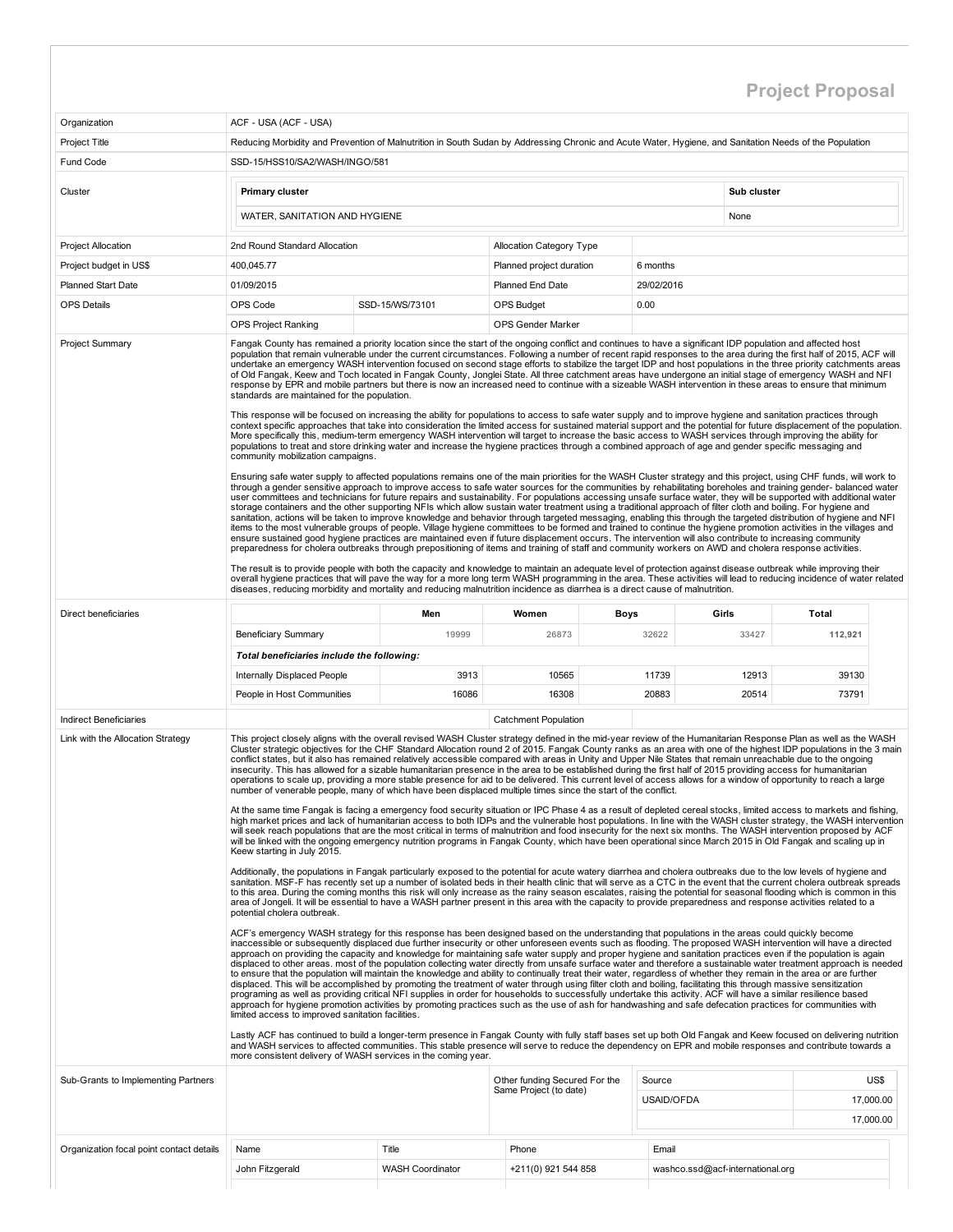# Project Proposal

| | |
|---|---|
| Organization | ACF - USA (ACF - USA) |
| Project Title | Reducing Morbidity and Prevention of Malnutrition in South Sudan by Addressing Chronic and Acute Water, Hygiene, and Sanitation Needs of the Population |
| Fund Code | SSD-15/HSS10/SA2/WASH/INGO/581 |

**Cluster**

| Primary cluster | Sub cluster |
|---|---|
| WATER, SANITATION AND HYGIENE | None |

| | | | |
|---|---|---|---|
| Project Allocation | 2nd Round Standard Allocation | Allocation Category Type | |
| Project budget in US$ | 400,045.77 | Planned project duration | 6 months |
| Planned Start Date | 01/09/2015 | Planned End Date | 29/02/2016 |
| OPS Details | OPS Code: SSD-15/WS/73101 | OPS Budget | 0.00 |
| | OPS Project Ranking: | OPS Gender Marker | |

## Project Summary

Fangak County has remained a priority location since the start of the ongoing conflict and continues to have a significant IDP population and affected host population that remain vulnerable under the current circumstances. Following a number of recent rapid responses to the area during the first half of 2015, ACF will undertake an emergency WASH intervention focused on second stage efforts to stabilize the target IDP and host populations in the three priority catchments areas of Old Fangak, Keew and Toch located in Fangak County, Jonglei State. All three catchment areas have undergone an initial stage of emergency WASH and NFI response by EPR and mobile partners but there is now an increased need to continue with a sizeable WASH intervention in these areas to ensure that minimum standards are maintained for the population.

This response will be focused on increasing the ability for populations to access to safe water supply and to improve hygiene and sanitation practices through context specific approaches that take into consideration the limited access for sustained material support and the potential for future displacement of the population. More specifically this, medium-term emergency WASH intervention will target to increase the basic access to WASH services through improving the ability for populations to treat and store drinking water and increase the hygiene practices through a combined approach of age and gender specific messaging and community mobilization campaigns.

Ensuring safe water supply to affected populations remains one of the main priorities for the WASH Cluster strategy and this project, using CHF funds, will work to through a gender sensitive approach to improve access to safe water sources for the communities by rehabilitating boreholes and training gender- balanced water user committees and technicians for future repairs and sustainability. For populations accessing unsafe surface water, they will be supported with additional water storage containers and the other supporting NFIs which allow sustain water treatment using a traditional approach of filter cloth and boiling. For hygiene and sanitation, actions will be taken to improve knowledge and behavior through targeted messaging, enabling this through the targeted distribution of hygiene and NFI items to the most vulnerable groups of people. Village hygiene committees to be formed and trained to continue the hygiene promotion activities in the villages and ensure sustained good hygiene practices are maintained even if future displacement occurs. The intervention will also contribute to increasing community preparedness for cholera outbreaks through prepositioning of items and training of staff and community workers on AWD and cholera response activities.

The result is to provide people with both the capacity and knowledge to maintain an adequate level of protection against disease outbreak while improving their overall hygiene practices that will pave the way for a more long term WASH programming in the area. These activities will lead to reducing incidence of water related diseases, reducing morbidity and mortality and reducing malnutrition incidence as diarrhea is a direct cause of malnutrition.

## Direct beneficiaries

| | Men | Women | Boys | Girls | Total |
|---|---|---|---|---|---|
| Beneficiary Summary | 19999 | 26873 | 32622 | 33427 | **112,921** |
| ***Total beneficiaries include the following:*** | | | | | |
| Internally Displaced People | 3913 | 10565 | 11739 | 12913 | 39130 |
| People in Host Communities | 16086 | 16308 | 20883 | 20514 | 73791 |

| | | | |
|---|---|---|---|
| Indirect Beneficiaries | | Catchment Population | |

## Link with the Allocation Strategy

This project closely aligns with the overall revised WASH Cluster strategy defined in the mid-year review of the Humanitarian Response Plan as well as the WASH Cluster strategic objectives for the CHF Standard Allocation round 2 of 2015. Fangak County ranks as an area with one of the highest IDP populations in the 3 main conflict states, but it also has remained relatively accessible compared with areas in Unity and Upper Nile States that remain unreachable due to the ongoing insecurity. This has allowed for a sizable humanitarian presence in the area to be established during the first half of 2015 providing access for humanitarian operations to scale up, providing a more stable presence for aid to be delivered. This current level of access allows for a window of opportunity to reach a large number of venerable people, many of which have been displaced multiple times since the start of the conflict.

At the same time Fangak is facing a emergency food security situation or IPC Phase 4 as a result of depleted cereal stocks, limited access to markets and fishing, high market prices and lack of humanitarian access to both IDPs and the vulnerable host populations. In line with the WASH cluster strategy, the WASH intervention will seek reach populations that are the most critical in terms of malnutrition and food insecurity for the next six months. The WASH intervention proposed by ACF will be linked with the ongoing emergency nutrition programs in Fangak County, which have been operational since March 2015 in Old Fangak and scaling up in Keew starting in July 2015.

Additionally, the populations in Fangak particularly exposed to the potential for acute watery diarrhea and cholera outbreaks due to the low levels of hygiene and sanitation. MSF-F has recently set up a number of isolated beds in their health clinic that will serve as a CTC in the event that the current cholera outbreak spreads to this area. During the coming months this risk will only increase as the rainy season escalates, raising the potential for seasonal flooding which is common in this area of Jongeli. It will be essential to have a WASH partner present in this area with the capacity to provide preparedness and response activities related to a potential cholera outbreak.

ACF's emergency WASH strategy for this response has been designed based on the understanding that populations in the areas could quickly become inaccessible or subsequently displaced due further insecurity or other unforeseen events such as flooding. The proposed WASH intervention will have a directed approach on providing the capacity and knowledge for maintaining safe water supply and proper hygiene and sanitation practices even if the population is again displaced to other areas. most of the population collecting water directly from unsafe surface water and therefore a sustainable water treatment approach is needed to ensure that the population will maintain the knowledge and ability to continually treat their water, regardless of whether they remain in the area or are further displaced. This will be accomplished by promoting the treatment of water through using filter cloth and boiling, facilitating this through massive sensitization programing as well as providing critical NFI supplies in order for households to successfully undertake this activity. ACF will have a similar resilience based approach for hygiene promotion activities by promoting practices such as the use of ash for handwashing and safe defecation practices for communities with limited access to improved sanitation facilities.

Lastly ACF has continued to build a longer-term presence in Fangak County with fully staff bases set up both Old Fangak and Keew focused on delivering nutrition and WASH services to affected communities. This stable presence will serve to reduce the dependency on EPR and mobile responses and contribute towards a more consistent delivery of WASH services in the coming year.

| Sub-Grants to Implementing Partners | | Other funding Secured For the Same Project (to date) | Source | US$ |
|---|---|---|---|---|
| | | | USAID/OFDA | 17,000.00 |
| | | | | 17,000.00 |

## Organization focal point contact details

| Name | Title | Phone | Email |
|---|---|---|---|
| John Fitzgerald | WASH Coordinator | +211(0) 921 544 858 | washco.ssd@acf-international.org |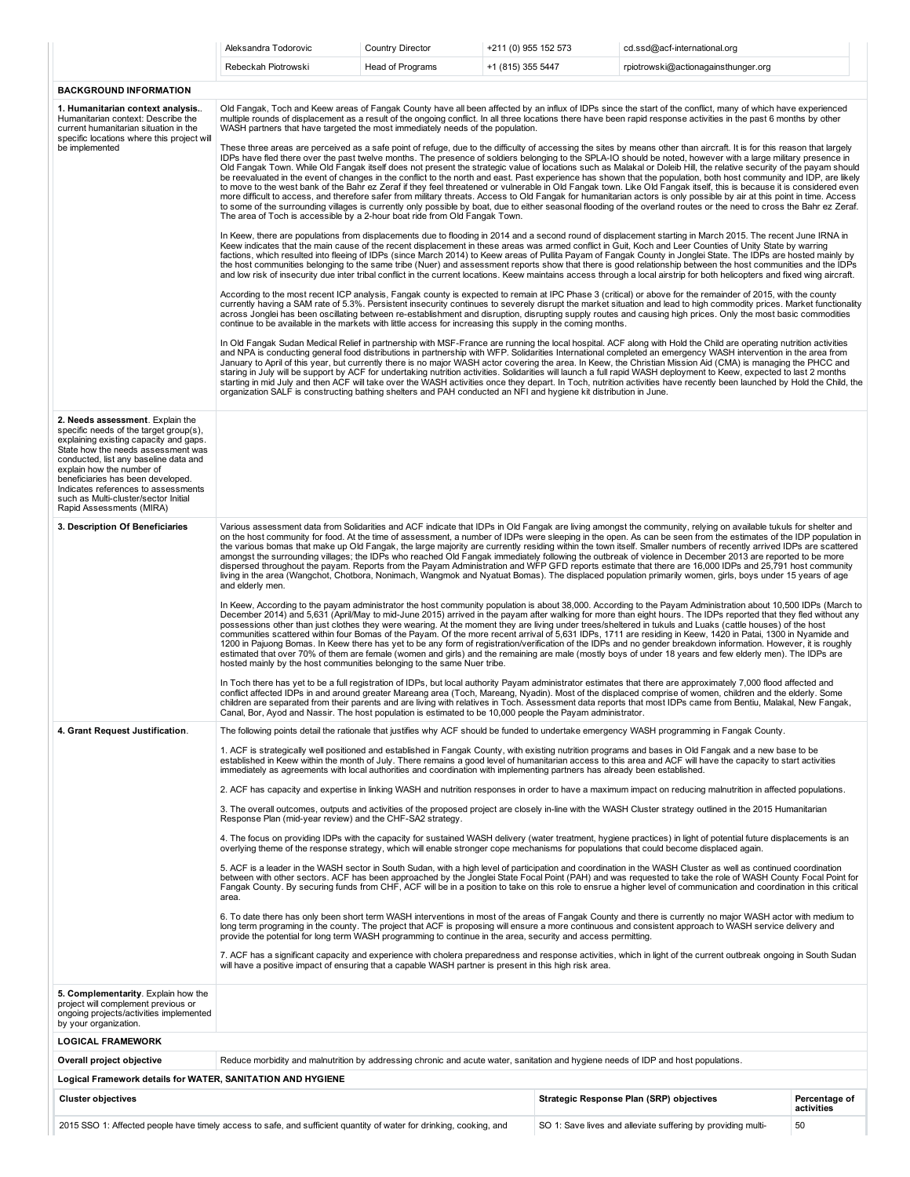| | Aleksandra Todorovic | Country Director | +211 (0) 955 152 573 | cd.ssd@acf-international.org |
|---|---|---|---|---|
| | Rebeckah Piotrowski | Head of Programs | +1 (815) 355 5447 | rpiotrowski@actionagainsthunger.org |

**BACKGROUND INFORMATION**

| | |
|---|---|
| **1. Humanitarian context analysis.** Humanitarian context: Describe the current humanitarian situation in the specific locations where this project will be implemented | Old Fangak, Toch and Keew areas of Fangak County have all been affected by an influx of IDPs since the start of the conflict, many of which have experienced multiple rounds of displacement as a result of the ongoing conflict. In all three locations there have been rapid response activities in the past 6 months by other WASH partners that have targeted the most immediately needs of the population.<br><br>These three areas are perceived as a safe point of refuge, due to the difficulty of accessing the sites by means other than aircraft. It is for this reason that largely IDPs have fled there over the past twelve months. The presence of soldiers belonging to the SPLA-IO should be noted, however with a large military presence in Old Fangak Town. While Old Fangak itself does not present the strategic value of locations such as Malakal or Doleib Hill, the relative security of the payam should be reevaluated in the event of changes in the conflict to the north and east. Past experience has shown that the population, both host community and IDP, are likely to move to the west bank of the Bahr ez Zeraf if they feel threatened or vulnerable in Old Fangak town. Like Old Fangak itself, this is because it is considered even more difficult to access, and therefore safer from military threats. Access to Old Fangak for humanitarian actors is only possible by air at this point in time. Access to some of the surrounding villages is currently only possible by boat, due to either seasonal flooding of the overland routes or the need to cross the Bahr ez Zeraf. The area of Toch is accessible by a 2-hour boat ride from Old Fangak Town.<br><br>In Keew, there are populations from displacements due to flooding in 2014 and a second round of displacement starting in March 2015. The recent June IRNA in Keew indicates that the main cause of the recent displacement in these areas was armed conflict in Guit, Koch and Leer Counties of Unity State by warring factions, which resulted into fleeing of IDPs (since March 2014) to Keew areas of Pullita Payam of Fangak County in Jonglei State. The IDPs are hosted mainly by the host communities belonging to the same tribe (Nuer) and assessment reports show that there is good relationship between the host communities and the IDPs and low risk of insecurity due inter tribal conflict in the current locations. Keew maintains access through a local airstrip for both helicopters and fixed wing aircraft.<br><br>According to the most recent ICP analysis, Fangak county is expected to remain at IPC Phase 3 (critical) or above for the remainder of 2015, with the county currently having a SAM rate of 5.3%. Persistent insecurity continues to severely disrupt the market situation and lead to high commodity prices. Market functionality across Jonglei has been oscillating between re-establishment and disruption, disrupting supply routes and causing high prices. Only the most basic commodities continue to be available in the markets with little access for increasing this supply in the coming months.<br><br>In Old Fangak Sudan Medical Relief in partnership with MSF-France are running the local hospital. ACF along with Hold the Child are operating nutrition activities and NPA is conducting general food distributions in partnership with WFP. Solidarities International completed an emergency WASH intervention in the area from January to April of this year, but currently there is no major WASH actor covering the area. In Keew, the Christian Mission Aid (CMA) is managing the PHCC and staring in July will be support by ACF for undertaking nutrition activities. Solidarities will launch a full rapid WASH deployment to Keew, expected to last 2 months starting in mid July and then ACF will take over the WASH activities once they depart. In Toch, nutrition activities have recently been launched by Hold the Child, the organization SALF is constructing bathing shelters and PAH conducted an NFI and hygiene kit distribution in June. |
| **2. Needs assessment**. Explain the specific needs of the target group(s), explaining existing capacity and gaps. State how the needs assessment was conducted, list any baseline data and explain how the number of beneficiaries has been developed. Indicates references to assessments such as Multi-cluster/sector Initial Rapid Assessments (MIRA) | |
| **3. Description Of Beneficiaries** | Various assessment data from Solidarities and ACF indicate that IDPs in Old Fangak are living amongst the community, relying on available tukuls for shelter and on the host community for food. At the time of assessment, a number of IDPs were sleeping in the open. As can be seen from the estimates of the IDP population in the various bomas that make up Old Fangak, the large majority are currently residing within the town itself. Smaller numbers of recently arrived IDPs are scattered amongst the surrounding villages; the IDPs who reached Old Fangak immediately following the outbreak of violence in December 2013 are reported to be more dispersed throughout the payam. Reports from the Payam Administration and WFP GFD reports estimate that there are 16,000 IDPs and 25,791 host community living in the area (Wangchot, Chotbora, Nonimach, Wangmok and Nyatuat Bomas). The displaced population primarily women, girls, boys under 15 years of age and elderly men.<br><br>In Keew, According to the payam administrator the host community population is about 38,000. According to the Payam Administration about 10,500 IDPs (March to December 2014) and 5,631 (April/May to mid-June 2015) arrived in the payam after walking for more than eight hours. The IDPs reported that they fled without any possessions other than just clothes they were wearing. At the moment they are living under trees/sheltered in tukuls and Luaks (cattle houses) of the host communities scattered within four Bomas of the Payam. Of the more recent arrival of 5,631 IDPs, 1711 are residing in Keew, 1420 in Patai, 1300 in Nyamide and 1200 in Pajuong Bomas. In Keew there has yet to be any form of registration/verification of the IDPs and no gender breakdown information. However, it is roughly estimated that over 70% of them are female (women and girls) and the remaining are male (mostly boys of under 18 years and few elderly men). The IDPs are hosted mainly by the host communities belonging to the same Nuer tribe.<br><br>In Toch there has yet to be a full registration of IDPs, but local authority Payam administrator estimates that there are approximately 7,000 flood affected and conflict affected IDPs in and around greater Mareang area (Toch, Mareang, Nyadin). Most of the displaced comprise of women, children and the elderly. Some children are separated from their parents and are living with relatives in Toch. Assessment data reports that most IDPs came from Bentiu, Malakal, New Fangak, Canal, Bor, Ayod and Nassir. The host population is estimated to be 10,000 people the Payam administrator. |
| **4. Grant Request Justification**. | The following points detail the rationale that justifies why ACF should be funded to undertake emergency WASH programming in Fangak County.<br><br>1. ACF is strategically well positioned and established in Fangak County, with existing nutrition programs and bases in Old Fangak and a new base to be established in Keew within the month of July. There remains a good level of humanitarian access to this area and ACF will have the capacity to start activities immediately as agreements with local authorities and coordination with implementing partners has already been established.<br><br>2. ACF has capacity and expertise in linking WASH and nutrition responses in order to have a maximum impact on reducing malnutrition in affected populations.<br><br>3. The overall outcomes, outputs and activities of the proposed project are closely in-line with the WASH Cluster strategy outlined in the 2015 Humanitarian Response Plan (mid-year review) and the CHF-SA2 strategy.<br><br>4. The focus on providing IDPs with the capacity for sustained WASH delivery (water treatment, hygiene practices) in light of potential future displacements is an overlying theme of the response strategy, which will enable stronger cope mechanisms for populations that could become displaced again.<br><br>5. ACF is a leader in the WASH sector in South Sudan, with a high level of participation and coordination in the WASH Cluster as well as continued coordination between with other sectors. ACF has been approached by the Jonglei State Focal Point (PAH) and was requested to take the role of WASH County Focal Point for Fangak County. By securing funds from CHF, ACF will be in a position to take on this role to ensrue a higher level of communication and coordination in this critical area.<br><br>6. To date there has only been short term WASH interventions in most of the areas of Fangak County and there is currently no major WASH actor with medium to long term programing in the county. The project that ACF is proposing will ensure a more continuous and consistent approach to WASH service delivery and provide the potential for long term WASH programming to continue in the area, security and access permitting.<br><br>7. ACF has a significant capacity and experience with cholera preparedness and response activities, which in light of the current outbreak ongoing in South Sudan will have a positive impact of ensuring that a capable WASH partner is present in this high risk area. |
| **5. Complementarity**. Explain how the project will complement previous or ongoing projects/activities implemented by your organization. | |

**LOGICAL FRAMEWORK**

| | |
|---|---|
| **Overall project objective** | Reduce morbidity and malnutrition by addressing chronic and acute water, sanitation and hygiene needs of IDP and host populations. |

**Logical Framework details for WATER, SANITATION AND HYGIENE**

| Cluster objectives | Strategic Response Plan (SRP) objectives | Percentage of activities |
|---|---|---|
| 2015 SSO 1: Affected people have timely access to safe, and sufficient quantity of water for drinking, cooking, and | SO 1: Save lives and alleviate suffering by providing multi- | 50 |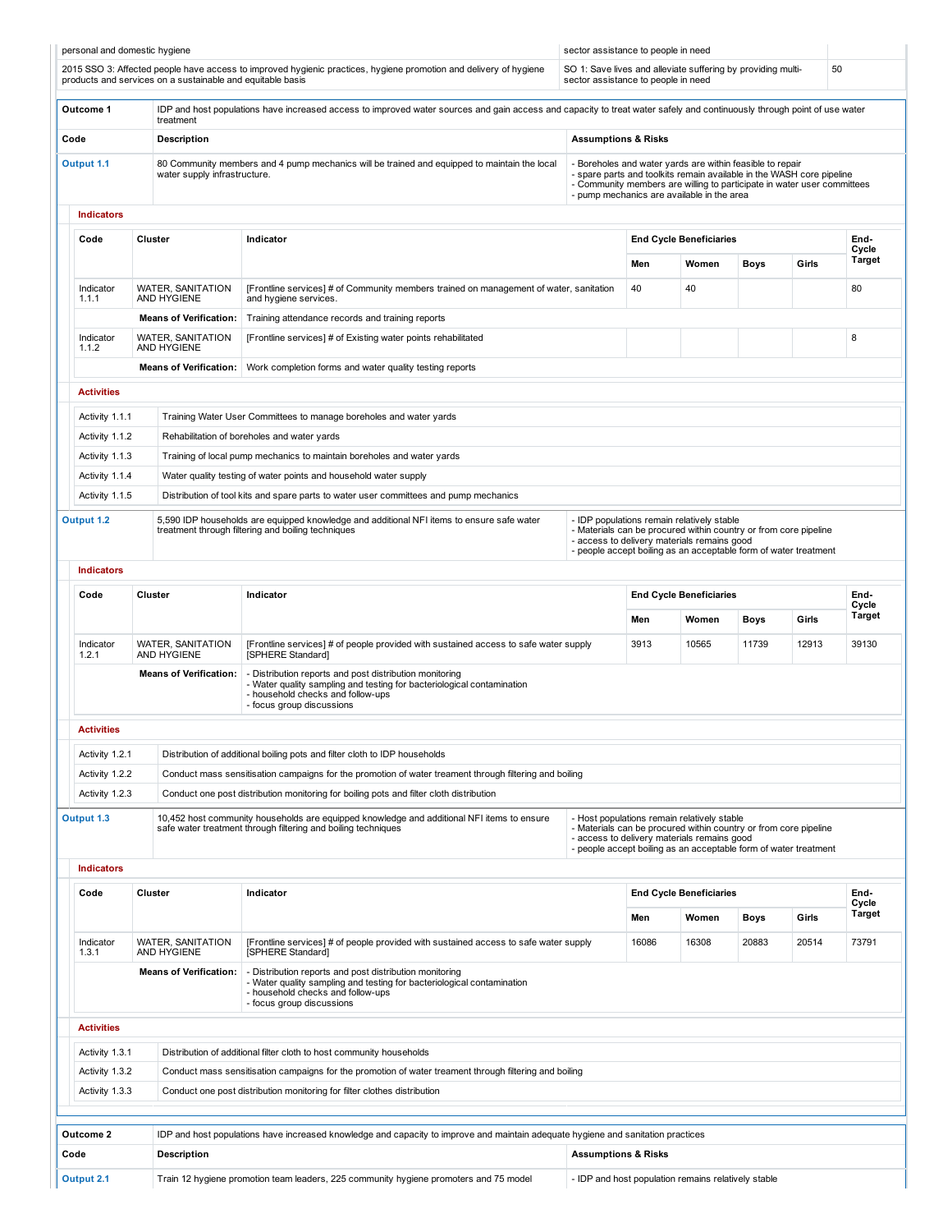| personal and domestic hygiene | sector assistance to people in need | |
|---|---|---|
| 2015 SSO 3: Affected people have access to improved hygienic practices, hygiene promotion and delivery of hygiene products and services on a sustainable and equitable basis | SO 1: Save lives and alleviate suffering by providing multi-sector assistance to people in need | 50 |

| **Outcome 1** | IDP and host populations have increased access to improved water sources and gain access and capacity to treat water safely and continuously through point of use water treatment | |
|---|---|---|
| **Code** | **Description** | **Assumptions & Risks** |
| Output 1.1 | 80 Community members and 4 pump mechanics will be trained and equipped to maintain the local water supply infrastructure. | - Boreholes and water yards are within feasible to repair<br>- spare parts and toolkits remain available in the WASH core pipeline<br>- Community members are willing to participate in water user committees<br>- pump mechanics are available in the area |

**Indicators**

| Code | Cluster | Indicator | End Cycle Beneficiaries | | | | End-Cycle Target |
|---|---|---|---|---|---|---|---|
| | | | Men | Women | Boys | Girls | |
| Indicator 1.1.1 | WATER, SANITATION AND HYGIENE | [Frontline services] # of Community members trained on management of water, sanitation and hygiene services. | 40 | 40 | | | 80 |
| | **Means of Verification:** | Training attendance records and training reports | | | | | |
| Indicator 1.1.2 | WATER, SANITATION AND HYGIENE | [Frontline services] # of Existing water points rehabilitated | | | | | 8 |
| | **Means of Verification:** | Work completion forms and water quality testing reports | | | | | |

**Activities**

| | |
|---|---|
| Activity 1.1.1 | Training Water User Committees to manage boreholes and water yards |
| Activity 1.1.2 | Rehabilitation of boreholes and water yards |
| Activity 1.1.3 | Training of local pump mechanics to maintain boreholes and water yards |
| Activity 1.1.4 | Water quality testing of water points and household water supply |
| Activity 1.1.5 | Distribution of tool kits and spare parts to water user committees and pump mechanics |

| | | |
|---|---|---|
| Output 1.2 | 5,590 IDP households are equipped knowledge and additional NFI items to ensure safe water treatment through filtering and boiling techniques | - IDP populations remain relatively stable<br>- Materials can be procured within country or from core pipeline<br>- access to delivery materials remains good<br>- people accept boiling as an acceptable form of water treatment |

**Indicators**

| Code | Cluster | Indicator | End Cycle Beneficiaries | | | | End-Cycle Target |
|---|---|---|---|---|---|---|---|
| | | | Men | Women | Boys | Girls | |
| Indicator 1.2.1 | WATER, SANITATION AND HYGIENE | [Frontline services] # of people provided with sustained access to safe water supply [SPHERE Standard] | 3913 | 10565 | 11739 | 12913 | 39130 |
| | **Means of Verification:** | - Distribution reports and post distribution monitoring<br>- Water quality sampling and testing for bacteriological contamination<br>- household checks and follow-ups<br>- focus group discussions | | | | | |

**Activities**

| | |
|---|---|
| Activity 1.2.1 | Distribution of additional boiling pots and filter cloth to IDP households |
| Activity 1.2.2 | Conduct mass sensitisation campaigns for the promotion of water treament through filtering and boiling |
| Activity 1.2.3 | Conduct one post distribution monitoring for boiling pots and filter cloth distribution |

| | | |
|---|---|---|
| Output 1.3 | 10,452 host community households are equipped knowledge and additional NFI items to ensure safe water treatment through filtering and boiling techniques | - Host populations remain relatively stable<br>- Materials can be procured within country or from core pipeline<br>- access to delivery materials remains good<br>- people accept boiling as an acceptable form of water treatment |

**Indicators**

| Code | Cluster | Indicator | End Cycle Beneficiaries | | | | End-Cycle Target |
|---|---|---|---|---|---|---|---|
| | | | Men | Women | Boys | Girls | |
| Indicator 1.3.1 | WATER, SANITATION AND HYGIENE | [Frontline services] # of people provided with sustained access to safe water supply [SPHERE Standard] | 16086 | 16308 | 20883 | 20514 | 73791 |
| | **Means of Verification:** | - Distribution reports and post distribution monitoring<br>- Water quality sampling and testing for bacteriological contamination<br>- household checks and follow-ups<br>- focus group discussions | | | | | |

**Activities**

| | |
|---|---|
| Activity 1.3.1 | Distribution of additional filter cloth to host community households |
| Activity 1.3.2 | Conduct mass sensitisation campaigns for the promotion of water treament through filtering and boiling |
| Activity 1.3.3 | Conduct one post distribution monitoring for filter clothes distribution |

| **Outcome 2** | IDP and host populations have increased knowledge and capacity to improve and maintain adequate hygiene and sanitation practices | |
|---|---|---|
| **Code** | **Description** | **Assumptions & Risks** |
| Output 2.1 | Train 12 hygiene promotion team leaders, 225 community hygiene promoters and 75 model | - IDP and host population remains relatively stable |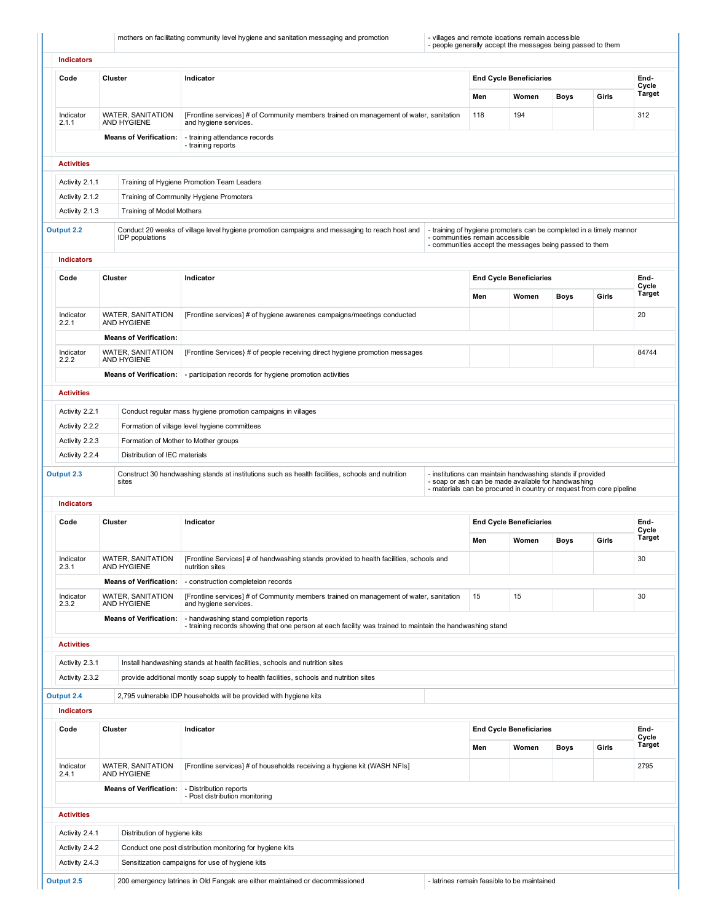| | mothers on facilitating community level hygiene and sanitation messaging and promotion | - villages and remote locations remain accessible<br>- people generally accept the messages being passed to them |
|---|---|---|

**Indicators**

| Code | Cluster | Indicator | End Cycle Beneficiaries | | | | End-Cycle Target |
|---|---|---|---|---|---|---|---|
| | | | Men | Women | Boys | Girls | |
| Indicator 2.1.1 | WATER, SANITATION AND HYGIENE | [Frontline services] # of Community members trained on management of water, sanitation and hygiene services. | 118 | 194 | | | 312 |
| | **Means of Verification:** | - training attendance records<br>- training reports | | | | | |

**Activities**

| | |
|---|---|
| Activity 2.1.1 | Training of Hygiene Promotion Team Leaders |
| Activity 2.1.2 | Training of Community Hygiene Promoters |
| Activity 2.1.3 | Training of Model Mothers |

| **Output 2.2** | Conduct 20 weeks of village level hygiene promotion campaigns and messaging to reach host and IDP populations | - training of hygiene promoters can be completed in a timely mannor<br>- communities remain accessible<br>- communities accept the messages being passed to them |
|---|---|---|

**Indicators**

| Code | Cluster | Indicator | End Cycle Beneficiaries | | | | End-Cycle Target |
|---|---|---|---|---|---|---|---|
| | | | Men | Women | Boys | Girls | |
| Indicator 2.2.1 | WATER, SANITATION AND HYGIENE | [Frontline services] # of hygiene awarenes campaigns/meetings conducted | | | | | 20 |
| | **Means of Verification:** | | | | | | |
| Indicator 2.2.2 | WATER, SANITATION AND HYGIENE | [Frontline Services} # of people receiving direct hygiene promotion messages | | | | | 84744 |
| | **Means of Verification:** | - participation records for hygiene promotion activities | | | | | |

**Activities**

| | |
|---|---|
| Activity 2.2.1 | Conduct regular mass hygiene promotion campaigns in villages |
| Activity 2.2.2 | Formation of village level hygiene committees |
| Activity 2.2.3 | Formation of Mother to Mother groups |
| Activity 2.2.4 | Distribution of IEC materials |

| **Output 2.3** | Construct 30 handwashing stands at institutions such as health facilities, schools and nutrition sites | - institutions can maintain handwashing stands if provided<br>- soap or ash can be made available for handwashing<br>- materials can be procured in country or request from core pipeline |
|---|---|---|

**Indicators**

| Code | Cluster | Indicator | End Cycle Beneficiaries | | | | End-Cycle Target |
|---|---|---|---|---|---|---|---|
| | | | Men | Women | Boys | Girls | |
| Indicator 2.3.1 | WATER, SANITATION AND HYGIENE | [Frontline Services] # of handwashing stands provided to health facilities, schools and nutrition sites | | | | | 30 |
| | **Means of Verification:** | - construction completeion records | | | | | |
| Indicator 2.3.2 | WATER, SANITATION AND HYGIENE | [Frontline services] # of Community members trained on management of water, sanitation and hygiene services. | 15 | 15 | | | 30 |
| | **Means of Verification:** | - handwashing stand completion reports<br>- training records showing that one person at each facility was trained to maintain the handwashing stand | | | | | |

**Activities**

| | |
|---|---|
| Activity 2.3.1 | Install handwashing stands at health facilities, schools and nutrition sites |
| Activity 2.3.2 | provide additional montly soap supply to health facilities, schools and nutrition sites |

| **Output 2.4** | 2,795 vulnerable IDP households will be provided with hygiene kits | |
|---|---|---|

**Indicators**

| Code | Cluster | Indicator | End Cycle Beneficiaries | | | | End-Cycle Target |
|---|---|---|---|---|---|---|---|
| | | | Men | Women | Boys | Girls | |
| Indicator 2.4.1 | WATER, SANITATION AND HYGIENE | [Frontline services] # of households receiving a hygiene kit (WASH NFIs] | | | | | 2795 |
| | **Means of Verification:** | - Distribution reports<br>- Post distribution monitoring | | | | | |

**Activities**

| | |
|---|---|
| Activity 2.4.1 | Distribution of hygiene kits |
| Activity 2.4.2 | Conduct one post distribution monitoring for hygiene kits |
| Activity 2.4.3 | Sensitization campaigns for use of hygiene kits |

| **Output 2.5** | 200 emergency latrines in Old Fangak are either maintained or decommissioned | - latrines remain feasible to be maintained |
|---|---|---|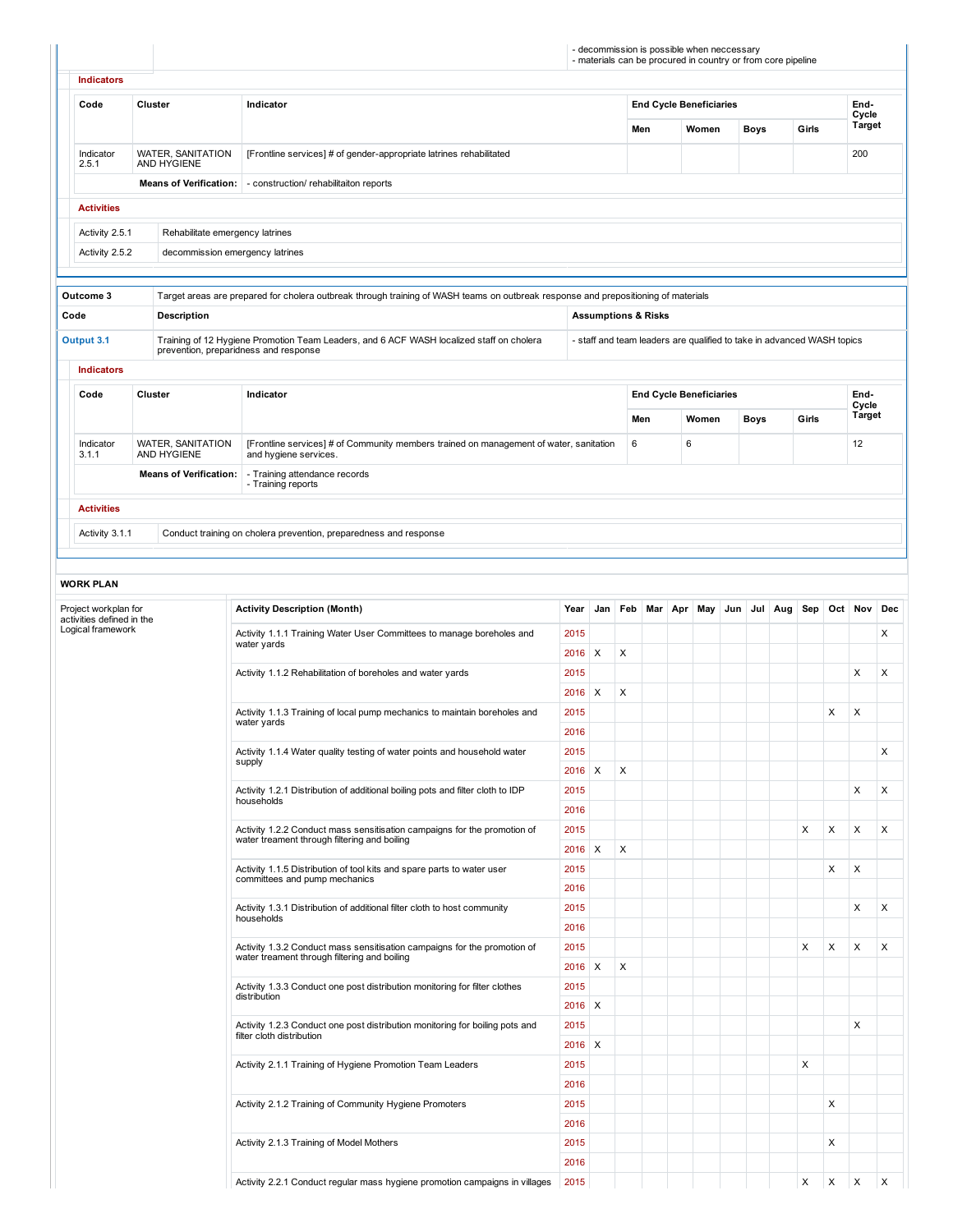- decommission is possible when neccessary
- materials can be procured in country or from core pipeline

**Indicators**

| Code | Cluster | Indicator | End Cycle Beneficiaries | | | | End-Cycle Target |
|---|---|---|---|---|---|---|---|
| | | | Men | Women | Boys | Girls | |
| Indicator 2.5.1 | WATER, SANITATION AND HYGIENE | [Frontline services] # of gender-appropriate latrines rehabilitated | | | | | 200 |
| | **Means of Verification:** | - construction/ rehabilitaiton reports | | | | | |

**Activities**

| | |
|---|---|
| Activity 2.5.1 | Rehabilitate emergency latrines |
| Activity 2.5.2 | decommission emergency latrines |

| Outcome 3 | Target areas are prepared for cholera outbreak through training of WASH teams on outbreak response and prepositioning of materials | |
|---|---|---|
| **Code** | **Description** | **Assumptions & Risks** |
| Output 3.1 | Training of 12 Hygiene Promotion Team Leaders, and 6 ACF WASH localized staff on cholera prevention, preparidness and response | - staff and team leaders are qualified to take in advanced WASH topics |

**Indicators**

| Code | Cluster | Indicator | End Cycle Beneficiaries | | | | End-Cycle Target |
|---|---|---|---|---|---|---|---|
| | | | Men | Women | Boys | Girls | |
| Indicator 3.1.1 | WATER, SANITATION AND HYGIENE | [Frontline services] # of Community members trained on management of water, sanitation and hygiene services. | 6 | 6 | | | 12 |
| | **Means of Verification:** | - Training attendance records<br>- Training reports | | | | | |

**Activities**

| | |
|---|---|
| Activity 3.1.1 | Conduct training on cholera prevention, preparedness and response |

**WORK PLAN**

Project workplan for activities defined in the Logical framework

| Activity Description (Month) | Year | Jan | Feb | Mar | Apr | May | Jun | Jul | Aug | Sep | Oct | Nov | Dec |
|---|---|---|---|---|---|---|---|---|---|---|---|---|---|
| Activity 1.1.1 Training Water User Committees to manage boreholes and water yards | 2015 | | | | | | | | | | | | X |
| | 2016 | X | X | | | | | | | | | | |
| Activity 1.1.2 Rehabilitation of boreholes and water yards | 2015 | | | | | | | | | | | X | X |
| | 2016 | X | X | | | | | | | | | | |
| Activity 1.1.3 Training of local pump mechanics to maintain boreholes and water yards | 2015 | | | | | | | | | | X | X | |
| | 2016 | | | | | | | | | | | | |
| Activity 1.1.4 Water quality testing of water points and household water supply | 2015 | | | | | | | | | | | | X |
| | 2016 | X | X | | | | | | | | | | |
| Activity 1.2.1 Distribution of additional boiling pots and filter cloth to IDP households | 2015 | | | | | | | | | | | X | X |
| | 2016 | | | | | | | | | | | | |
| Activity 1.2.2 Conduct mass sensitisation campaigns for the promotion of water treament through filtering and boiling | 2015 | | | | | | | | | X | X | X | X |
| | 2016 | X | X | | | | | | | | | | |
| Activity 1.1.5 Distribution of tool kits and spare parts to water user committees and pump mechanics | 2015 | | | | | | | | | | X | X | |
| | 2016 | | | | | | | | | | | | |
| Activity 1.3.1 Distribution of additional filter cloth to host community households | 2015 | | | | | | | | | | | X | X |
| | 2016 | | | | | | | | | | | | |
| Activity 1.3.2 Conduct mass sensitisation campaigns for the promotion of water treament through filtering and boiling | 2015 | | | | | | | | | X | X | X | X |
| | 2016 | X | X | | | | | | | | | | |
| Activity 1.3.3 Conduct one post distribution monitoring for filter clothes distribution | 2015 | | | | | | | | | | | | |
| | 2016 | X | | | | | | | | | | | |
| Activity 1.2.3 Conduct one post distribution monitoring for boiling pots and filter cloth distribution | 2015 | | | | | | | | | | | X | |
| | 2016 | X | | | | | | | | | | | |
| Activity 2.1.1 Training of Hygiene Promotion Team Leaders | 2015 | | | | | | | | | X | | | |
| | 2016 | | | | | | | | | | | | |
| Activity 2.1.2 Training of Community Hygiene Promoters | 2015 | | | | | | | | | | X | | |
| | 2016 | | | | | | | | | | | | |
| Activity 2.1.3 Training of Model Mothers | 2015 | | | | | | | | | | X | | |
| | 2016 | | | | | | | | | | | | |
| Activity 2.2.1 Conduct regular mass hygiene promotion campaigns in villages | 2015 | | | | | | | | | X | X | X | X |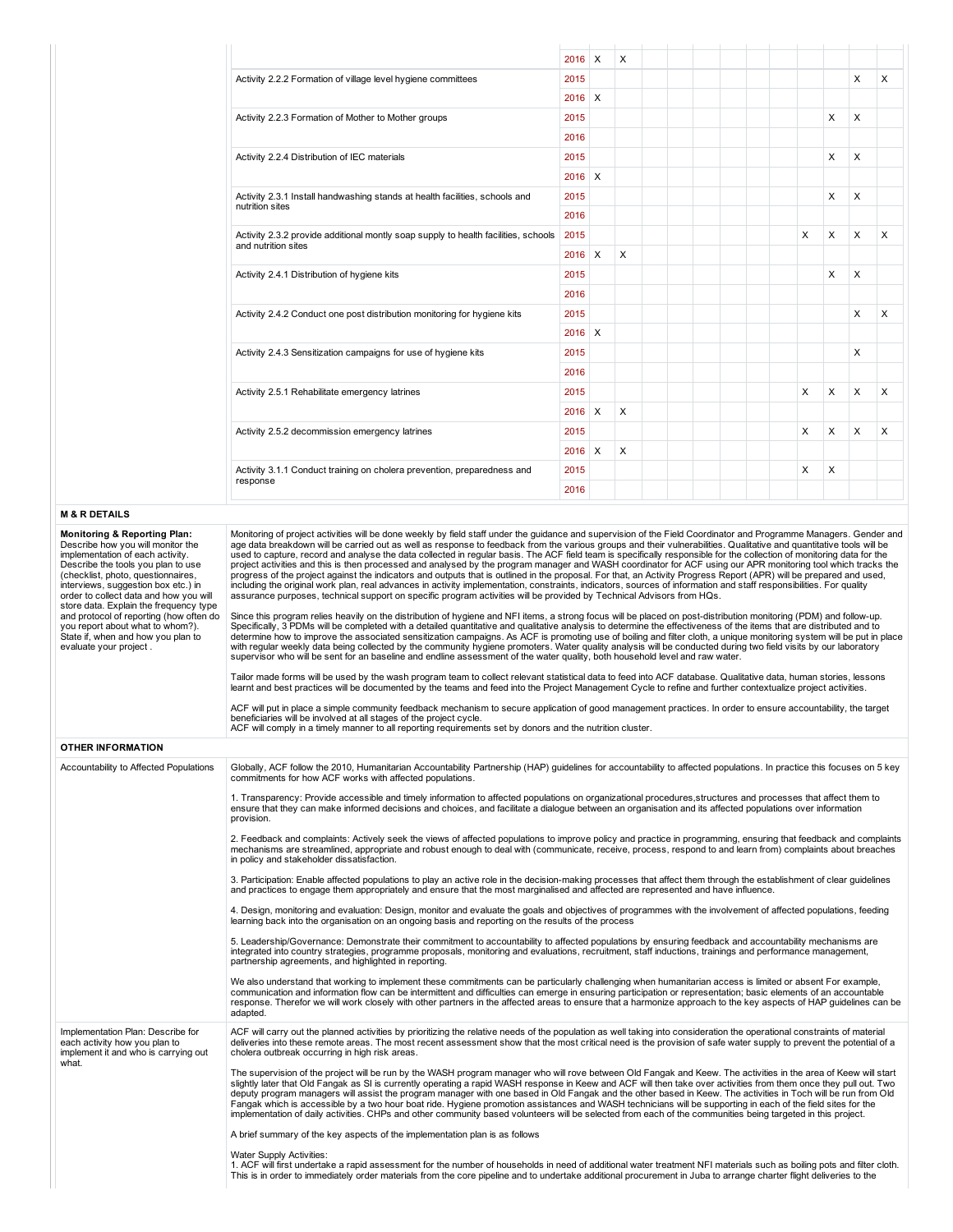| Activity | Year | | | | | | | | | | | | |
|---|---|---|---|---|---|---|---|---|---|---|---|---|---|
| | 2016 | X | X | | | | | | | | | | |
| Activity 2.2.2 Formation of village level hygiene committees | 2015 | | | | | | | | | | | X | X |
| | 2016 | X | | | | | | | | | | | |
| Activity 2.2.3 Formation of Mother to Mother groups | 2015 | | | | | | | | | | X | X | |
| | 2016 | | | | | | | | | | | | |
| Activity 2.2.4 Distribution of IEC materials | 2015 | | | | | | | | | | X | X | |
| | 2016 | X | | | | | | | | | | | |
| Activity 2.3.1 Install handwashing stands at health facilities, schools and nutrition sites | 2015 | | | | | | | | | | X | X | |
| | 2016 | | | | | | | | | | | | |
| Activity 2.3.2 provide additional montly soap supply to health facilities, schools and nutrition sites | 2015 | | | | | | | | | X | X | X | X |
| | 2016 | X | X | | | | | | | | | | |
| Activity 2.4.1 Distribution of hygiene kits | 2015 | | | | | | | | | | X | X | |
| | 2016 | | | | | | | | | | | | |
| Activity 2.4.2 Conduct one post distribution monitoring for hygiene kits | 2015 | | | | | | | | | | | X | X |
| | 2016 | X | | | | | | | | | | | |
| Activity 2.4.3 Sensitization campaigns for use of hygiene kits | 2015 | | | | | | | | | | | X | |
| | 2016 | | | | | | | | | | | | |
| Activity 2.5.1 Rehabilitate emergency latrines | 2015 | | | | | | | | | X | X | X | X |
| | 2016 | X | X | | | | | | | | | | |
| Activity 2.5.2 decommission emergency latrines | 2015 | | | | | | | | | X | X | X | X |
| | 2016 | X | X | | | | | | | | | | |
| Activity 3.1.1 Conduct training on cholera prevention, preparedness and response | 2015 | | | | | | | | | X | X | | |
| | 2016 | | | | | | | | | | | | |

## M & R DETAILS

**Monitoring & Reporting Plan:** Describe how you will monitor the implementation of each activity. Describe the tools you plan to use (checklist, photo, questionnaires, interviews, suggestion box etc.) in order to collect data and how you will store data. Explain the frequency type and protocol of reporting (how often do you report about what to whom?). State if, when and how you plan to evaluate your project .

Monitoring of project activities will be done weekly by field staff under the guidance and supervision of the Field Coordinator and Programme Managers. Gender and age data breakdown will be carried out as well as response to feedback from the various groups and their vulnerabilities. Qualitative and quantitative tools will be used to capture, record and analyse the data collected in regular basis. The ACF field team is specifically responsible for the collection of monitoring data for the project activities and this is then processed and analysed by the program manager and WASH coordinator for ACF using our APR monitoring tool which tracks the progress of the project against the indicators and outputs that is outlined in the proposal. For that, an Activity Progress Report (APR) will be prepared and used, including the original work plan, real advances in activity implementation, constraints, indicators, sources of information and staff responsibilities. For quality assurance purposes, technical support on specific program activities will be provided by Technical Advisors from HQs.

Since this program relies heavily on the distribution of hygiene and NFI items, a strong focus will be placed on post-distribution monitoring (PDM) and follow-up. Specifically, 3 PDMs will be completed with a detailed quantitative and qualitative analysis to determine the effectiveness of the items that are distributed and to determine how to improve the associated sensitization campaigns. As ACF is promoting use of boiling and filter cloth, a unique monitoring system will be put in place with regular weekly data being collected by the community hygiene promoters. Water quality analysis will be conducted during two field visits by our laboratory supervisor who will be sent for an baseline and endline assessment of the water quality, both household level and raw water.

Tailor made forms will be used by the wash program team to collect relevant statistical data to feed into ACF database. Qualitative data, human stories, lessons learnt and best practices will be documented by the teams and feed into the Project Management Cycle to refine and further contextualize project activities.

ACF will put in place a simple community feedback mechanism to secure application of good management practices. In order to ensure accountability, the target beneficiaries will be involved at all stages of the project cycle.
ACF will comply in a timely manner to all reporting requirements set by donors and the nutrition cluster.

## OTHER INFORMATION

**Accountability to Affected Populations**

Globally, ACF follow the 2010, Humanitarian Accountability Partnership (HAP) guidelines for accountability to affected populations. In practice this focuses on 5 key commitments for how ACF works with affected populations.

1. Transparency: Provide accessible and timely information to affected populations on organizational procedures,structures and processes that affect them to ensure that they can make informed decisions and choices, and facilitate a dialogue between an organisation and its affected populations over information provision.

2. Feedback and complaints: Actively seek the views of affected populations to improve policy and practice in programming, ensuring that feedback and complaints mechanisms are streamlined, appropriate and robust enough to deal with (communicate, receive, process, respond to and learn from) complaints about breaches in policy and stakeholder dissatisfaction.

3. Participation: Enable affected populations to play an active role in the decision-making processes that affect them through the establishment of clear guidelines and practices to engage them appropriately and ensure that the most marginalised and affected are represented and have influence.

4. Design, monitoring and evaluation: Design, monitor and evaluate the goals and objectives of programmes with the involvement of affected populations, feeding learning back into the organisation on an ongoing basis and reporting on the results of the process

5. Leadership/Governance: Demonstrate their commitment to accountability to affected populations by ensuring feedback and accountability mechanisms are integrated into country strategies, programme proposals, monitoring and evaluations, recruitment, staff inductions, trainings and performance management, partnership agreements, and highlighted in reporting.

We also understand that working to implement these commitments can be particularly challenging when humanitarian access is limited or absent For example, communication and information flow can be intermittent and difficulties can emerge in ensuring participation or representation; basic elements of an accountable response. Therefor we will work closely with other partners in the affected areas to ensure that a harmonize approach to the key aspects of HAP guidelines can be adapted.

**Implementation Plan: Describe for each activity how you plan to implement it and who is carrying out what.**

ACF will carry out the planned activities by prioritizing the relative needs of the population as well taking into consideration the operational constraints of material deliveries into these remote areas. The most recent assessment show that the most critical need is the provision of safe water supply to prevent the potential of a cholera outbreak occurring in high risk areas.

The supervision of the project will be run by the WASH program manager who will rove between Old Fangak and Keew. The activities in the area of Keew will start slightly later that Old Fangak as SI is currently operating a rapid WASH response in Keew and ACF will then take over activities from them once they pull out. Two deputy program managers will assist the program manager with one based in Old Fangak and the other based in Keew. The activities in Toch will be run from Old Fangak which is accessible by a two hour boat ride. Hygiene promotion assistances and WASH technicians will be supporting in each of the field sites for the implementation of daily activities. CHPs and other community based volunteers will be selected from each of the communities being targeted in this project.

A brief summary of the key aspects of the implementation plan is as follows

Water Supply Activities:
1. ACF will first undertake a rapid assessment for the number of households in need of additional water treatment NFI materials such as boiling pots and filter cloth. This is in order to immediately order materials from the core pipeline and to undertake additional procurement in Juba to arrange charter flight deliveries to the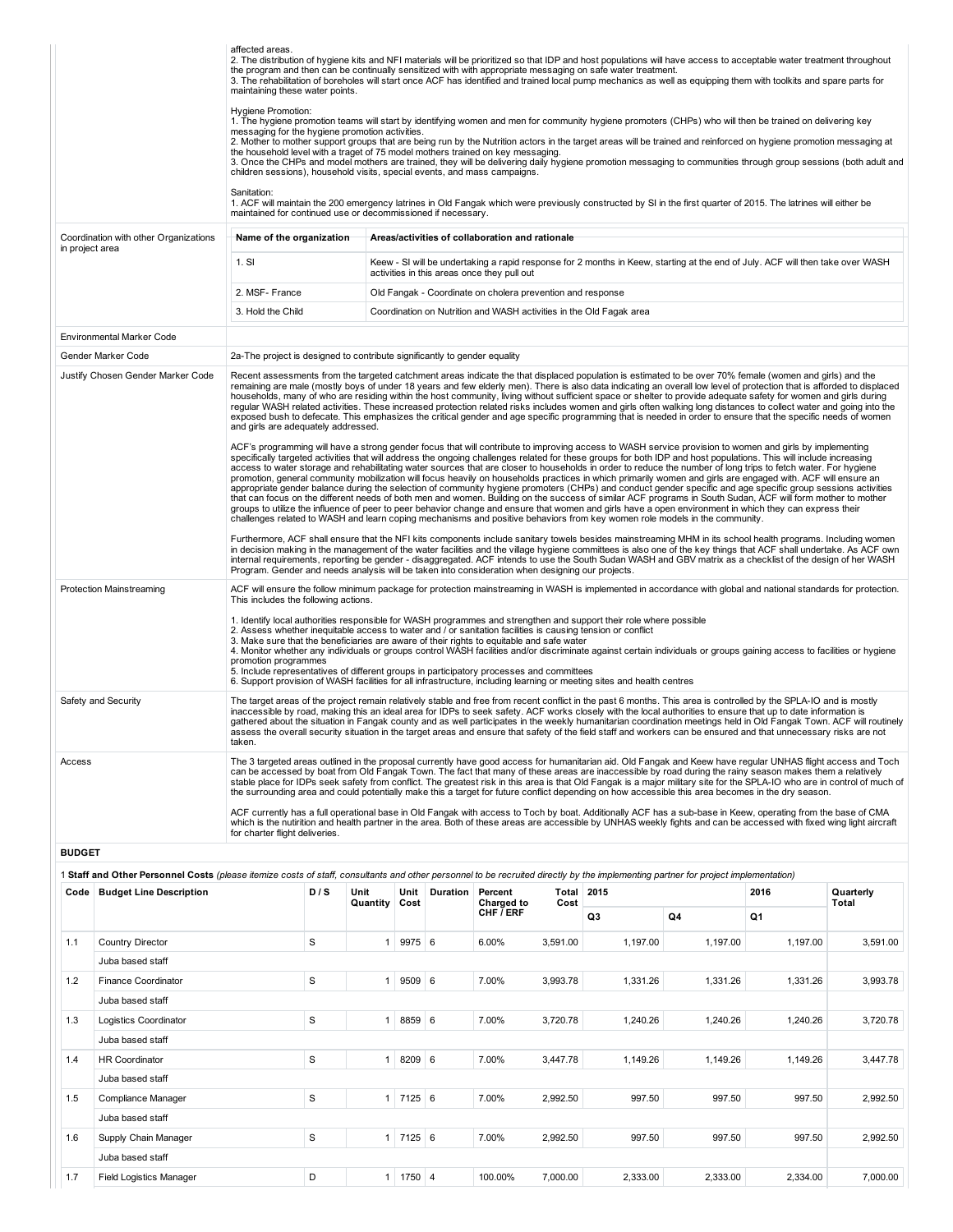affected areas.
2. The distribution of hygiene kits and NFI materials will be prioritized so that IDP and host populations will have access to acceptable water treatment throughout the program and then can be continually sensitized with with appropriate messaging on safe water treatment.
3. The rehabilitation of boreholes will start once ACF has identified and trained local pump mechanics as well as equipping them with toolkits and spare parts for maintaining these water points.

Hygiene Promotion:
1. The hygiene promotion teams will start by identifying women and men for community hygiene promoters (CHPs) who will then be trained on delivering key messaging for the hygiene promotion activities.
2. Mother to mother support groups that are being run by the Nutrition actors in the target areas will be trained and reinforced on hygiene promotion messaging at the household level with a traget of 75 model mothers trained on key messaging.
3. Once the CHPs and model mothers are trained, they will be delivering daily hygiene promotion messaging to communities through group sessions (both adult and children sessions), household visits, special events, and mass campaigns.

Sanitation:
1. ACF will maintain the 200 emergency latrines in Old Fangak which were previously constructed by SI in the first quarter of 2015. The latrines will either be maintained for continued use or decommissioned if necessary.

**Coordination with other Organizations in project area**

| Name of the organization | Areas/activities of collaboration and rationale |
|---|---|
| 1. SI | Keew - SI will be undertaking a rapid response for 2 months in Keew, starting at the end of July. ACF will then take over WASH activities in this areas once they pull out |
| 2. MSF- France | Old Fangak - Coordinate on cholera prevention and response |
| 3. Hold the Child | Coordination on Nutrition and WASH activities in the Old Fagak area |

**Environmental Marker Code**

**Gender Marker Code**

2a-The project is designed to contribute significantly to gender equality

**Justify Chosen Gender Marker Code**

Recent assessments from the targeted catchment areas indicate that the displaced population is estimated to be over 70% female (women and girls) and the remaining are male (mostly boys of under 18 years and few elderly men). There is also data indicating an overall low level of protection that is afforded to displaced households, many of who are residing within the host community, living without sufficient space or shelter to provide adequate safety for women and girls during regular WASH related activities. These increased protection related risks includes women and girls often walking long distances to collect water and going into the exposed bush to defecate. This emphasizes the critical gender and age specific programming that is needed in order to ensure that the specific needs of women and girls are adequately addressed.

ACF's programming will have a strong gender focus that will contribute to improving access to WASH service provision to women and girls by implementing specifically targeted activities that will address the ongoing challenges related for these groups for both IDP and host populations. This will include increasing access to water storage and rehabilitating water sources that are closer to households in order to reduce the number of long trips to fetch water. For hygiene promotion, general community mobilization will focus heavily on households practices in which primarily women and girls are engaged with. ACF will ensure an appropriate gender balance during the selection of community hygiene promoters (CHPs) and conduct gender specific and age specific group sessions activities that can focus on the different needs of both men and women. Building on the success of similar ACF programs in South Sudan, ACF will form mother to mother groups to utilize the influence of peer to peer behavior change and ensure that women and girls have a open environment in which they can express their challenges related to WASH and learn coping mechanisms and positive behaviors from key women role models in the community.

Furthermore, ACF shall ensure that the NFI kits components include sanitary towels besides mainstreaming MHM in its school health programs. Including women in decision making in the management of the water facilities and the village hygiene committees is also one of the key things that ACF shall undertake. As ACF own internal requirements, reporting be gender - disaggregated. ACF intends to use the South Sudan WASH and GBV matrix as a checklist of the design of her WASH Program. Gender and needs analysis will be taken into consideration when designing our projects.

**Protection Mainstreaming**

ACF will ensure the follow minimum package for protection mainstreaming in WASH is implemented in accordance with global and national standards for protection. This includes the following actions.

1. Identify local authorities responsible for WASH programmes and strengthen and support their role where possible
2. Assess whether inequitable access to water and / or sanitation facilities is causing tension or conflict
3. Make sure that the beneficiaries are aware of their rights to equitable and safe water
4. Monitor whether any individuals or groups control WASH facilities and/or discriminate against certain individuals or groups gaining access to facilities or hygiene promotion programmes
5. Include representatives of different groups in participatory processes and committees
6. Support provision of WASH facilities for all infrastructure, including learning or meeting sites and health centres

**Safety and Security**

The target areas of the project remain relatively stable and free from recent conflict in the past 6 months. This area is controlled by the SPLA-IO and is mostly inaccessible by road, making this an ideal area for IDPs to seek safety. ACF works closely with the local authorities to ensure that up to date information is gathered about the situation in Fangak county and as well participates in the weekly humanitarian coordination meetings held in Old Fangak Town. ACF will routinely assess the overall security situation in the target areas and ensure that safety of the field staff and workers can be ensured and that unnecessary risks are not taken.

**Access**

The 3 targeted areas outlined in the proposal currently have good access for humanitarian aid. Old Fangak and Keew have regular UNHAS flight access and Toch can be accessed by boat from Old Fangak Town. The fact that many of these areas are inaccessible by road during the rainy season makes them a relatively stable place for IDPs seek safety from conflict. The greatest risk in this area is that Old Fangak is a major military site for the SPLA-IO who are in control of much of the surrounding area and could potentially make this a target for future conflict depending on how accessible this area becomes in the dry season.

ACF currently has a full operational base in Old Fangak with access to Toch by boat. Additionally ACF has a sub-base in Keew, operating from the base of CMA which is the nutirition and health partner in the area. Both of these areas are accessible by UNHAS weekly fights and can be accessed with fixed wing light aircraft for charter flight deliveries.

## BUDGET

1 **Staff and Other Personnel Costs** *(please itemize costs of staff, consultants and other personnel to be recruited directly by the implementing partner for project implementation)*

| Code | Budget Line Description | D / S | Unit Quantity | Unit Cost | Duration | Percent Charged to CHF / ERF | Total Cost | 2015 | | 2016 | Quarterly Total |
|---|---|---|---|---|---|---|---|---|---|---|---|
| | | | | | | | | Q3 | Q4 | Q1 | |
| 1.1 | Country Director | S | 1 | 9975 | 6 | 6.00% | 3,591.00 | 1,197.00 | 1,197.00 | 1,197.00 | 3,591.00 |
| | Juba based staff | | | | | | | | | | |
| 1.2 | Finance Coordinator | S | 1 | 9509 | 6 | 7.00% | 3,993.78 | 1,331.26 | 1,331.26 | 1,331.26 | 3,993.78 |
| | Juba based staff | | | | | | | | | | |
| 1.3 | Logistics Coordinator | S | 1 | 8859 | 6 | 7.00% | 3,720.78 | 1,240.26 | 1,240.26 | 1,240.26 | 3,720.78 |
| | Juba based staff | | | | | | | | | | |
| 1.4 | HR Coordinator | S | 1 | 8209 | 6 | 7.00% | 3,447.78 | 1,149.26 | 1,149.26 | 1,149.26 | 3,447.78 |
| | Juba based staff | | | | | | | | | | |
| 1.5 | Compliance Manager | S | 1 | 7125 | 6 | 7.00% | 2,992.50 | 997.50 | 997.50 | 997.50 | 2,992.50 |
| | Juba based staff | | | | | | | | | | |
| 1.6 | Supply Chain Manager | S | 1 | 7125 | 6 | 7.00% | 2,992.50 | 997.50 | 997.50 | 997.50 | 2,992.50 |
| | Juba based staff | | | | | | | | | | |
| 1.7 | Field Logistics Manager | D | 1 | 1750 | 4 | 100.00% | 7,000.00 | 2,333.00 | 2,333.00 | 2,334.00 | 7,000.00 |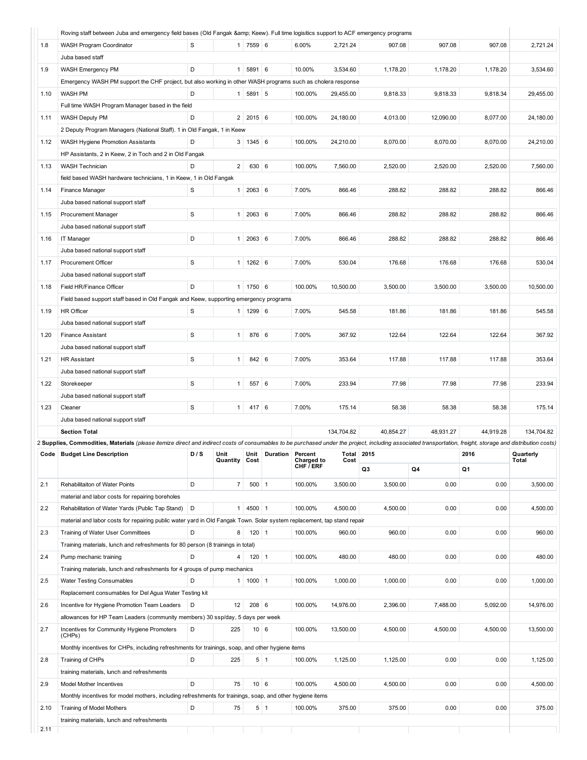| | Roving staff between Juba and emergency field bases (Old Fangak &amp; Keew). Full time logisitics support to ACF emergency programs | | | | | | | | | | |
|---|---|---|---|---|---|---|---|---|---|---|---|
| 1.8 | WASH Program Coordinator | S | 1 | 7559 | 6 | 6.00% | 2,721.24 | 907.08 | 907.08 | 907.08 | 2,721.24 |
| | Juba based staff | | | | | | | | | | |
| 1.9 | WASH Emergency PM | D | 1 | 5891 | 6 | 10.00% | 3,534.60 | 1,178.20 | 1,178.20 | 1,178.20 | 3,534.60 |
| | Emergency WASH PM support the CHF project, but also working in other WASH programs such as cholera response | | | | | | | | | | |
| 1.10 | WASH PM | D | 1 | 5891 | 5 | 100.00% | 29,455.00 | 9,818.33 | 9,818.33 | 9,818.34 | 29,455.00 |
| | Full time WASH Program Manager based in the field | | | | | | | | | | |
| 1.11 | WASH Deputy PM | D | 2 | 2015 | 6 | 100.00% | 24,180.00 | 4,013.00 | 12,090.00 | 8,077.00 | 24,180.00 |
| | 2 Deputy Program Managers (National Staff). 1 in Old Fangak, 1 in Keew | | | | | | | | | | |
| 1.12 | WASH Hygiene Promotion Assistants | D | 3 | 1345 | 6 | 100.00% | 24,210.00 | 8,070.00 | 8,070.00 | 8,070.00 | 24,210.00 |
| | HP Assistants, 2 in Keew, 2 in Toch and 2 in Old Fangak | | | | | | | | | | |
| 1.13 | WASH Technician | D | 2 | 630 | 6 | 100.00% | 7,560.00 | 2,520.00 | 2,520.00 | 2,520.00 | 7,560.00 |
| | field based WASH hardware technicians, 1 in Keew, 1 in Old Fangak | | | | | | | | | | |
| 1.14 | Finance Manager | S | 1 | 2063 | 6 | 7.00% | 866.46 | 288.82 | 288.82 | 288.82 | 866.46 |
| | Juba based national support staff | | | | | | | | | | |
| 1.15 | Procurement Manager | S | 1 | 2063 | 6 | 7.00% | 866.46 | 288.82 | 288.82 | 288.82 | 866.46 |
| | Juba based national support staff | | | | | | | | | | |
| 1.16 | IT Manager | D | 1 | 2063 | 6 | 7.00% | 866.46 | 288.82 | 288.82 | 288.82 | 866.46 |
| | Juba based national support staff | | | | | | | | | | |
| 1.17 | Procurement Officer | S | 1 | 1262 | 6 | 7.00% | 530.04 | 176.68 | 176.68 | 176.68 | 530.04 |
| | Juba based national support staff | | | | | | | | | | |
| 1.18 | Field HR/Finance Officer | D | 1 | 1750 | 6 | 100.00% | 10,500.00 | 3,500.00 | 3,500.00 | 3,500.00 | 10,500.00 |
| | Field based support staff based in Old Fangak and Keew, supporting emergency programs | | | | | | | | | | |
| 1.19 | HR Officer | S | 1 | 1299 | 6 | 7.00% | 545.58 | 181.86 | 181.86 | 181.86 | 545.58 |
| | Juba based national support staff | | | | | | | | | | |
| 1.20 | Finance Assistant | S | 1 | 876 | 6 | 7.00% | 367.92 | 122.64 | 122.64 | 122.64 | 367.92 |
| | Juba based national support staff | | | | | | | | | | |
| 1.21 | HR Assistant | S | 1 | 842 | 6 | 7.00% | 353.64 | 117.88 | 117.88 | 117.88 | 353.64 |
| | Juba based national support staff | | | | | | | | | | |
| 1.22 | Storekeeper | S | 1 | 557 | 6 | 7.00% | 233.94 | 77.98 | 77.98 | 77.98 | 233.94 |
| | Juba based national support staff | | | | | | | | | | |
| 1.23 | Cleaner | S | 1 | 417 | 6 | 7.00% | 175.14 | 58.38 | 58.38 | 58.38 | 175.14 |
| | Juba based national support staff | | | | | | | | | | |
| | **Section Total** | | | | | | 134,704.82 | 40,854.27 | 48,931.27 | 44,919.28 | 134,704.82 |

2 **Supplies, Commodities, Materials** *(please itemize direct and indirect costs of consumables to be purchased under the project, including associated transportation, freight, storage and distribution costs)*

| Code | Budget Line Description | D / S | Unit Quantity | Unit Cost | Duration | Percent Charged to CHF / ERF | Total Cost | 2015 | | 2016 | Quarterly Total |
|---|---|---|---|---|---|---|---|---|---|---|---|
| | | | | | | | | Q3 | Q4 | Q1 | |
| 2.1 | Rehabilitaiton of Water Points | D | 7 | 500 | 1 | 100.00% | 3,500.00 | 3,500.00 | 0.00 | 0.00 | 3,500.00 |
| | material and labor costs for repairing boreholes | | | | | | | | | | |
| 2.2 | Rehabilitation of Water Yards (Public Tap Stand) | D | 1 | 4500 | 1 | 100.00% | 4,500.00 | 4,500.00 | 0.00 | 0.00 | 4,500.00 |
| | material and labor costs for repairing public water yard in Old Fangak Town. Solar system replacement, tap stand repair | | | | | | | | | | |
| 2.3 | Training of Water User Committees | D | 8 | 120 | 1 | 100.00% | 960.00 | 960.00 | 0.00 | 0.00 | 960.00 |
| | Training materials, lunch and refreshments for 80 person (8 trainings in total) | | | | | | | | | | |
| 2.4 | Pump mechanic training | D | 4 | 120 | 1 | 100.00% | 480.00 | 480.00 | 0.00 | 0.00 | 480.00 |
| | Training materials, lunch and refreshments for 4 groups of pump mechanics | | | | | | | | | | |
| 2.5 | Water Testing Consumables | D | 1 | 1000 | 1 | 100.00% | 1,000.00 | 1,000.00 | 0.00 | 0.00 | 1,000.00 |
| | Replacement consumables for Del Agua Water Testing kit | | | | | | | | | | |
| 2.6 | Incentive for Hygiene Promotion Team Leaders | D | 12 | 208 | 6 | 100.00% | 14,976.00 | 2,396.00 | 7,488.00 | 5,092.00 | 14,976.00 |
| | allowances for HP Team Leaders (community members) 30 ssp/day, 5 days per week | | | | | | | | | | |
| 2.7 | Incentives for Community Hygiene Promoters (CHPs) | D | 225 | 10 | 6 | 100.00% | 13,500.00 | 4,500.00 | 4,500.00 | 4,500.00 | 13,500.00 |
| | Monthly incentives for CHPs, including refreshments for trainings, soap, and other hygiene items | | | | | | | | | | |
| 2.8 | Training of CHPs | D | 225 | 5 | 1 | 100.00% | 1,125.00 | 1,125.00 | 0.00 | 0.00 | 1,125.00 |
| | training materials, lunch and refreshments | | | | | | | | | | |
| 2.9 | Model Mother Incentives | D | 75 | 10 | 6 | 100.00% | 4,500.00 | 4,500.00 | 0.00 | 0.00 | 4,500.00 |
| | Monthly incentives for model mothers, including refreshments for trainings, soap, and other hygiene items | | | | | | | | | | |
| 2.10 | Training of Model Mothers | D | 75 | 5 | 1 | 100.00% | 375.00 | 375.00 | 0.00 | 0.00 | 375.00 |
| | training materials, lunch and refreshments | | | | | | | | | | |
| 2.11 | | | | | | | | | | | |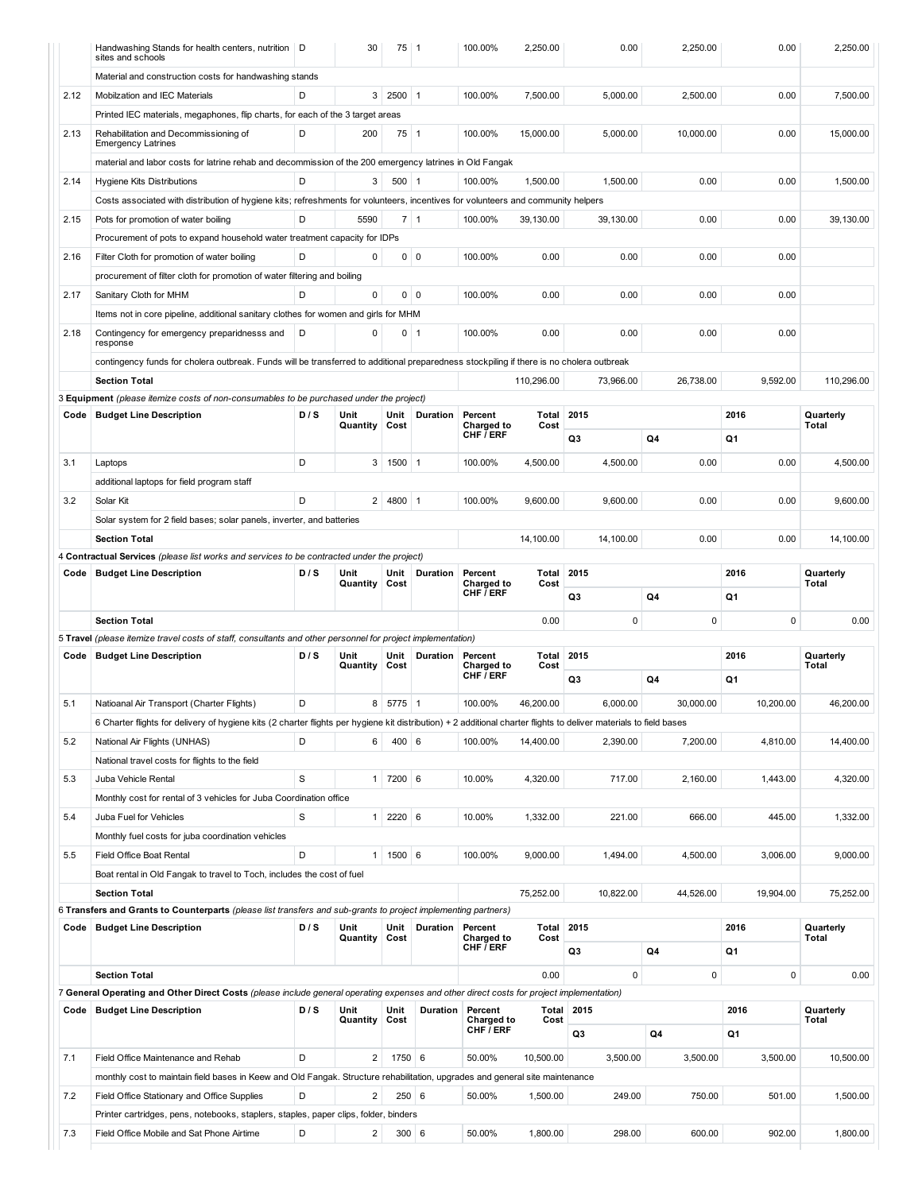| Code | Budget Line Description | D / S | Unit Quantity | Unit Cost | Duration | Percent Charged to CHF / ERF | Total Cost | 2015 Q3 | 2015 Q4 | 2016 Q1 | Quarterly Total |
|---|---|---|---|---|---|---|---|---|---|---|---|
| | Handwashing Stands for health centers, nutrition sites and schools | D | 30 | 75 | 1 | 100.00% | 2,250.00 | 0.00 | 2,250.00 | 0.00 | 2,250.00 |
| | Material and construction costs for handwashing stands | | | | | | | | | | |
| 2.12 | Mobilzation and IEC Materials | D | 3 | 2500 | 1 | 100.00% | 7,500.00 | 5,000.00 | 2,500.00 | 0.00 | 7,500.00 |
| | Printed IEC materials, megaphones, flip charts, for each of the 3 target areas | | | | | | | | | | |
| 2.13 | Rehabilitation and Decommissioning of Emergency Latrines | D | 200 | 75 | 1 | 100.00% | 15,000.00 | 5,000.00 | 10,000.00 | 0.00 | 15,000.00 |
| | material and labor costs for latrine rehab and decommission of the 200 emergency latrines in Old Fangak | | | | | | | | | | |
| 2.14 | Hygiene Kits Distributions | D | 3 | 500 | 1 | 100.00% | 1,500.00 | 1,500.00 | 0.00 | 0.00 | 1,500.00 |
| | Costs associated with distribution of hygiene kits; refreshments for volunteers, incentives for volunteers and community helpers | | | | | | | | | | |
| 2.15 | Pots for promotion of water boiling | D | 5590 | 7 | 1 | 100.00% | 39,130.00 | 39,130.00 | 0.00 | 0.00 | 39,130.00 |
| | Procurement of pots to expand household water treatment capacity for IDPs | | | | | | | | | | |
| 2.16 | Filter Cloth for promotion of water boiling | D | 0 | 0 | 0 | 100.00% | 0.00 | 0.00 | 0.00 | 0.00 | |
| | procurement of filter cloth for promotion of water filtering and boiling | | | | | | | | | | |
| 2.17 | Sanitary Cloth for MHM | D | 0 | 0 | 0 | 100.00% | 0.00 | 0.00 | 0.00 | 0.00 | |
| | Items not in core pipeline, additional sanitary clothes for women and girls for MHM | | | | | | | | | | |
| 2.18 | Contingency for emergency preparidnesss and response | D | 0 | 0 | 1 | 100.00% | 0.00 | 0.00 | 0.00 | 0.00 | |
| | contingency funds for cholera outbreak. Funds will be transferred to additional preparedness stockpiling if there is no cholera outbreak | | | | | | | | | | |
| | **Section Total** | | | | | | 110,296.00 | 73,966.00 | 26,738.00 | 9,592.00 | 110,296.00 |

3 **Equipment** *(please itemize costs of non-consumables to be purchased under the project)*

| Code | Budget Line Description | D / S | Unit Quantity | Unit Cost | Duration | Percent Charged to CHF / ERF | Total Cost | 2015 Q3 | 2015 Q4 | 2016 Q1 | Quarterly Total |
|---|---|---|---|---|---|---|---|---|---|---|---|
| 3.1 | Laptops | D | 3 | 1500 | 1 | 100.00% | 4,500.00 | 4,500.00 | 0.00 | 0.00 | 4,500.00 |
| | additional laptops for field program staff | | | | | | | | | | |
| 3.2 | Solar Kit | D | 2 | 4800 | 1 | 100.00% | 9,600.00 | 9,600.00 | 0.00 | 0.00 | 9,600.00 |
| | Solar system for 2 field bases; solar panels, inverter, and batteries | | | | | | | | | | |
| | **Section Total** | | | | | | 14,100.00 | 14,100.00 | 0.00 | 0.00 | 14,100.00 |

4 **Contractual Services** *(please list works and services to be contracted under the project)*

| Code | Budget Line Description | D / S | Unit Quantity | Unit Cost | Duration | Percent Charged to CHF / ERF | Total Cost | 2015 Q3 | 2015 Q4 | 2016 Q1 | Quarterly Total |
|---|---|---|---|---|---|---|---|---|---|---|---|
| | **Section Total** | | | | | | 0.00 | 0 | 0 | 0 | 0.00 |

5 **Travel** *(please itemize travel costs of staff, consultants and other personnel for project implementation)*

| Code | Budget Line Description | D / S | Unit Quantity | Unit Cost | Duration | Percent Charged to CHF / ERF | Total Cost | 2015 Q3 | 2015 Q4 | 2016 Q1 | Quarterly Total |
|---|---|---|---|---|---|---|---|---|---|---|---|
| 5.1 | Natioanal Air Transport (Charter Flights) | D | 8 | 5775 | 1 | 100.00% | 46,200.00 | 6,000.00 | 30,000.00 | 10,200.00 | 46,200.00 |
| | 6 Charter flights for delivery of hygiene kits (2 charter flights per hygiene kit distribution) + 2 additional charter flights to deliver materials to field bases | | | | | | | | | | |
| 5.2 | National Air Flights (UNHAS) | D | 6 | 400 | 6 | 100.00% | 14,400.00 | 2,390.00 | 7,200.00 | 4,810.00 | 14,400.00 |
| | National travel costs for flights to the field | | | | | | | | | | |
| 5.3 | Juba Vehicle Rental | S | 1 | 7200 | 6 | 10.00% | 4,320.00 | 717.00 | 2,160.00 | 1,443.00 | 4,320.00 |
| | Monthly cost for rental of 3 vehicles for Juba Coordination office | | | | | | | | | | |
| 5.4 | Juba Fuel for Vehicles | S | 1 | 2220 | 6 | 10.00% | 1,332.00 | 221.00 | 666.00 | 445.00 | 1,332.00 |
| | Monthly fuel costs for juba coordination vehicles | | | | | | | | | | |
| 5.5 | Field Office Boat Rental | D | 1 | 1500 | 6 | 100.00% | 9,000.00 | 1,494.00 | 4,500.00 | 3,006.00 | 9,000.00 |
| | Boat rental in Old Fangak to travel to Toch, includes the cost of fuel | | | | | | | | | | |
| | **Section Total** | | | | | | 75,252.00 | 10,822.00 | 44,526.00 | 19,904.00 | 75,252.00 |

6 **Transfers and Grants to Counterparts** *(please list transfers and sub-grants to project implementing partners)*

| Code | Budget Line Description | D / S | Unit Quantity | Unit Cost | Duration | Percent Charged to CHF / ERF | Total Cost | 2015 Q3 | 2015 Q4 | 2016 Q1 | Quarterly Total |
|---|---|---|---|---|---|---|---|---|---|---|---|
| | **Section Total** | | | | | | 0.00 | 0 | 0 | 0 | 0.00 |

7 **General Operating and Other Direct Costs** *(please include general operating expenses and other direct costs for project implementation)*

| Code | Budget Line Description | D / S | Unit Quantity | Unit Cost | Duration | Percent Charged to CHF / ERF | Total Cost | 2015 Q3 | 2015 Q4 | 2016 Q1 | Quarterly Total |
|---|---|---|---|---|---|---|---|---|---|---|---|
| 7.1 | Field Office Maintenance and Rehab | D | 2 | 1750 | 6 | 50.00% | 10,500.00 | 3,500.00 | 3,500.00 | 3,500.00 | 10,500.00 |
| | monthly cost to maintain field bases in Keew and Old Fangak. Structure rehabilitation, upgrades and general site maintenance | | | | | | | | | | |
| 7.2 | Field Office Stationary and Office Supplies | D | 2 | 250 | 6 | 50.00% | 1,500.00 | 249.00 | 750.00 | 501.00 | 1,500.00 |
| | Printer cartridges, pens, notebooks, staplers, staples, paper clips, folder, binders | | | | | | | | | | |
| 7.3 | Field Office Mobile and Sat Phone Airtime | D | 2 | 300 | 6 | 50.00% | 1,800.00 | 298.00 | 600.00 | 902.00 | 1,800.00 |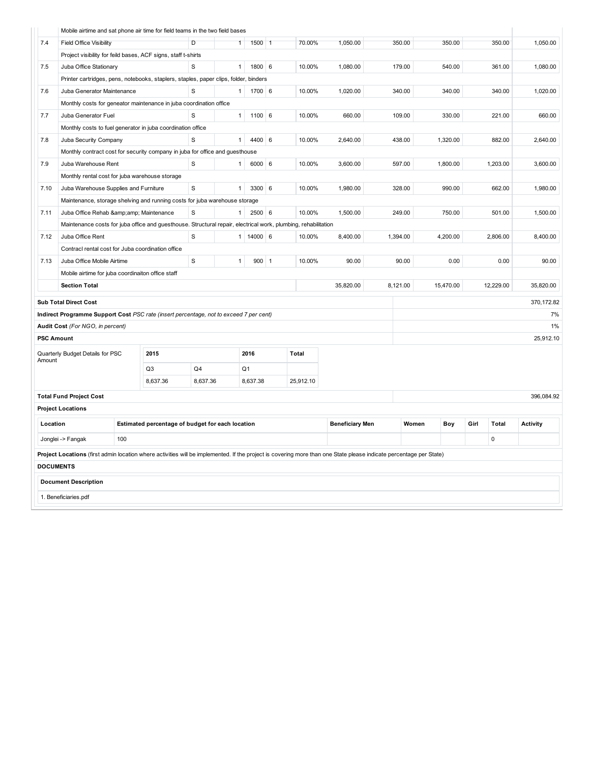| | | | | | | | | | | | | |
|---|---|---|---|---|---|---|---|---|---|---|---|---|
| | Mobile airtime and sat phone air time for field teams in the two field bases | | | | | | | | | | | |
| 7.4 | Field Office Visibility | D | 1 | 1500 | 1 | 70.00% | 1,050.00 | 350.00 | 350.00 | 350.00 | 1,050.00 |
| | Project visibility for feild bases, ACF signs, staff t-shirts | | | | | | | | | | | |
| 7.5 | Juba Office Stationary | S | 1 | 1800 | 6 | 10.00% | 1,080.00 | 179.00 | 540.00 | 361.00 | 1,080.00 |
| | Printer cartridges, pens, notebooks, staplers, staples, paper clips, folder, binders | | | | | | | | | | | |
| 7.6 | Juba Generator Maintenance | S | 1 | 1700 | 6 | 10.00% | 1,020.00 | 340.00 | 340.00 | 340.00 | 1,020.00 |
| | Monthly costs for geneator maintenance in juba coordination office | | | | | | | | | | | |
| 7.7 | Juba Generator Fuel | S | 1 | 1100 | 6 | 10.00% | 660.00 | 109.00 | 330.00 | 221.00 | 660.00 |
| | Monthly costs to fuel generator in juba coordination office | | | | | | | | | | | |
| 7.8 | Juba Security Company | S | 1 | 4400 | 6 | 10.00% | 2,640.00 | 438.00 | 1,320.00 | 882.00 | 2,640.00 |
| | Monthly contract cost for security company in juba for office and guesthouse | | | | | | | | | | | |
| 7.9 | Juba Warehouse Rent | S | 1 | 6000 | 6 | 10.00% | 3,600.00 | 597.00 | 1,800.00 | 1,203.00 | 3,600.00 |
| | Monthly rental cost for juba warehouse storage | | | | | | | | | | | |
| 7.10 | Juba Warehouse Supplies and Furniture | S | 1 | 3300 | 6 | 10.00% | 1,980.00 | 328.00 | 990.00 | 662.00 | 1,980.00 |
| | Maintenance, storage shelving and running costs for juba warehouse storage | | | | | | | | | | | |
| 7.11 | Juba Office Rehab &amp;amp; Maintenance | S | 1 | 2500 | 6 | 10.00% | 1,500.00 | 249.00 | 750.00 | 501.00 | 1,500.00 |
| | Maintenance costs for juba office and guesthouse. Structural repair, electrical work, plumbing, rehabilitation | | | | | | | | | | | |
| 7.12 | Juba Office Rent | S | 1 | 14000 | 6 | 10.00% | 8,400.00 | 1,394.00 | 4,200.00 | 2,806.00 | 8,400.00 |
| | Contracl rental cost for Juba coordination office | | | | | | | | | | | |
| 7.13 | Juba Office Mobile Airtime | S | 1 | 900 | 1 | 10.00% | 90.00 | 90.00 | 0.00 | 0.00 | 90.00 |
| | Mobile airtime for juba coordinaiton office staff | | | | | | | | | | | |
| | **Section Total** | | | | | | 35,820.00 | 8,121.00 | 15,470.00 | 12,229.00 | 35,820.00 |

| | |
|---|---|
| **Sub Total Direct Cost** | 370,172.82 |
| **Indirect Programme Support Cost** *PSC rate (insert percentage, not to exceed 7 per cent)* | 7% |
| **Audit Cost** *(For NGO, in percent)* | 1% |
| **PSC Amount** | 25,912.10 |

| Quarterly Budget Details for PSC Amount | 2015 | | 2016 | Total |
|---|---|---|---|---|
| | Q3 | Q4 | Q1 | |
| | 8,637.36 | 8,637.36 | 8,637.38 | 25,912.10 |

| | |
|---|---|
| **Total Fund Project Cost** | 396,084.92 |

**Project Locations**

| Location | Estimated percentage of budget for each location | Beneficiary Men | Women | Boy | Girl | Total | Activity |
|---|---|---|---|---|---|---|---|
| Jonglei -> Fangak | 100 | | | | | 0 | |

**Project Locations** (first admin location where activities will be implemented. If the project is covering more than one State please indicate percentage per State)

**DOCUMENTS**

| Document Description |
|---|
| 1. Beneficiaries.pdf |